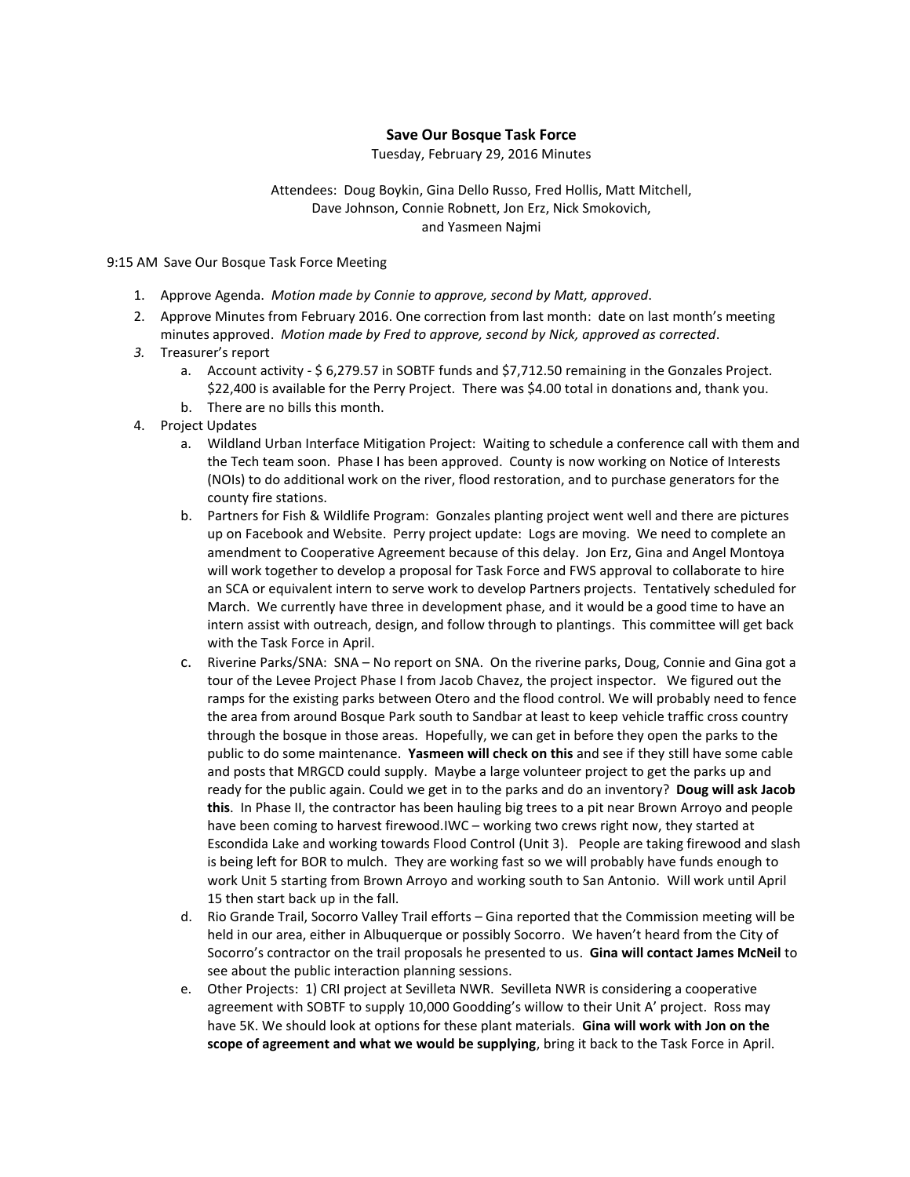**Save Our Bosque Task Force**

Tuesday, February 29, 2016 Minutes

Attendees: Doug Boykin, Gina Dello Russo, Fred Hollis, Matt Mitchell, Dave Johnson, Connie Robnett, Jon Erz, Nick Smokovich, and Yasmeen Najmi

9:15 AM Save Our Bosque Task Force Meeting

1. Approve Agenda. *Motion made by Connie to approve, second by Matt, approved*.
2. Approve Minutes from February 2016. One correction from last month: date on last month's meeting minutes approved. *Motion made by Fred to approve, second by Nick, approved as corrected*.
3. Treasurer's report
   a. Account activity - $ 6,279.57 in SOBTF funds and $7,712.50 remaining in the Gonzales Project. $22,400 is available for the Perry Project. There was $4.00 total in donations and, thank you.
   b. There are no bills this month.
4. Project Updates
   a. Wildland Urban Interface Mitigation Project: Waiting to schedule a conference call with them and the Tech team soon. Phase I has been approved. County is now working on Notice of Interests (NOIs) to do additional work on the river, flood restoration, and to purchase generators for the county fire stations.
   b. Partners for Fish & Wildlife Program: Gonzales planting project went well and there are pictures up on Facebook and Website. Perry project update: Logs are moving. We need to complete an amendment to Cooperative Agreement because of this delay. Jon Erz, Gina and Angel Montoya will work together to develop a proposal for Task Force and FWS approval to collaborate to hire an SCA or equivalent intern to serve work to develop Partners projects. Tentatively scheduled for March. We currently have three in development phase, and it would be a good time to have an intern assist with outreach, design, and follow through to plantings. This committee will get back with the Task Force in April.
   c. Riverine Parks/SNA: SNA – No report on SNA. On the riverine parks, Doug, Connie and Gina got a tour of the Levee Project Phase I from Jacob Chavez, the project inspector. We figured out the ramps for the existing parks between Otero and the flood control. We will probably need to fence the area from around Bosque Park south to Sandbar at least to keep vehicle traffic cross country through the bosque in those areas. Hopefully, we can get in before they open the parks to the public to do some maintenance. **Yasmeen will check on this** and see if they still have some cable and posts that MRGCD could supply. Maybe a large volunteer project to get the parks up and ready for the public again. Could we get in to the parks and do an inventory? **Doug will ask Jacob this**. In Phase II, the contractor has been hauling big trees to a pit near Brown Arroyo and people have been coming to harvest firewood.IWC – working two crews right now, they started at Escondida Lake and working towards Flood Control (Unit 3). People are taking firewood and slash is being left for BOR to mulch. They are working fast so we will probably have funds enough to work Unit 5 starting from Brown Arroyo and working south to San Antonio. Will work until April 15 then start back up in the fall.
   d. Rio Grande Trail, Socorro Valley Trail efforts – Gina reported that the Commission meeting will be held in our area, either in Albuquerque or possibly Socorro. We haven't heard from the City of Socorro's contractor on the trail proposals he presented to us. **Gina will contact James McNeil** to see about the public interaction planning sessions.
   e. Other Projects: 1) CRI project at Sevilleta NWR. Sevilleta NWR is considering a cooperative agreement with SOBTF to supply 10,000 Goodding's willow to their Unit A' project. Ross may have 5K. We should look at options for these plant materials. **Gina will work with Jon on the scope of agreement and what we would be supplying**, bring it back to the Task Force in April.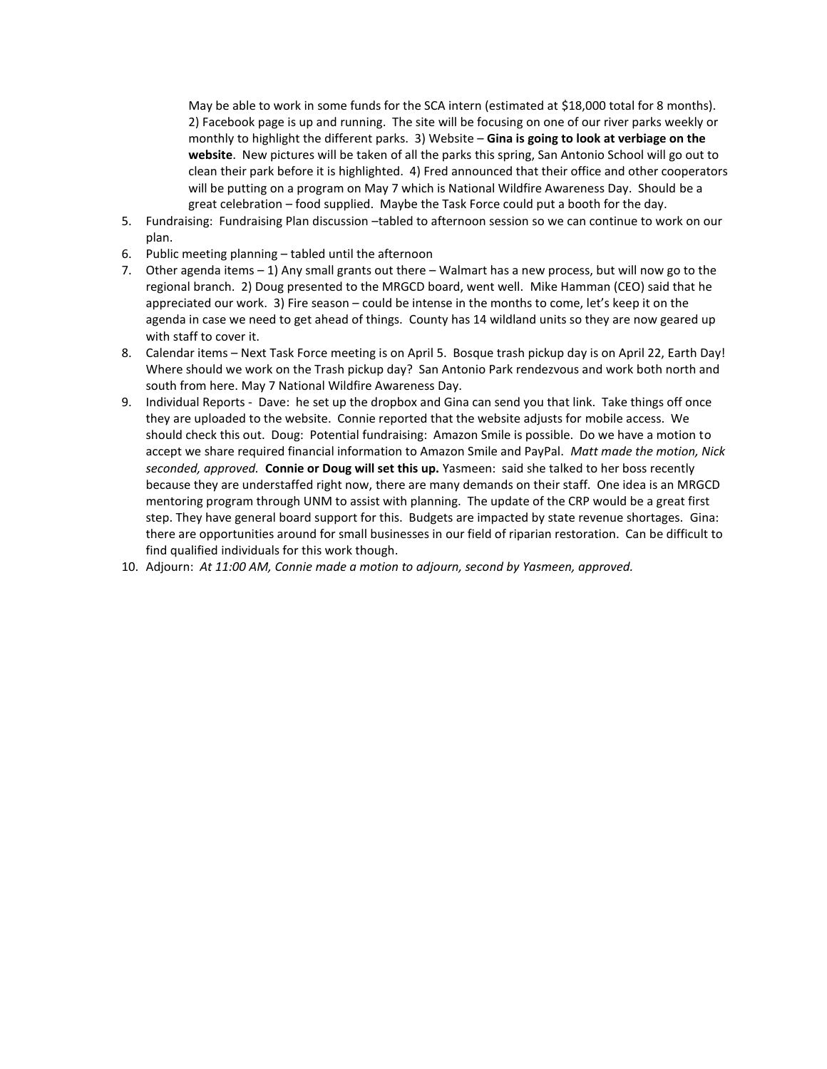May be able to work in some funds for the SCA intern (estimated at $18,000 total for 8 months). 2) Facebook page is up and running. The site will be focusing on one of our river parks weekly or monthly to highlight the different parks. 3) Website – **Gina is going to look at verbiage on the website**. New pictures will be taken of all the parks this spring, San Antonio School will go out to clean their park before it is highlighted. 4) Fred announced that their office and other cooperators will be putting on a program on May 7 which is National Wildfire Awareness Day. Should be a great celebration – food supplied. Maybe the Task Force could put a booth for the day.

5. Fundraising: Fundraising Plan discussion –tabled to afternoon session so we can continue to work on our plan.
6. Public meeting planning – tabled until the afternoon
7. Other agenda items – 1) Any small grants out there – Walmart has a new process, but will now go to the regional branch. 2) Doug presented to the MRGCD board, went well. Mike Hamman (CEO) said that he appreciated our work. 3) Fire season – could be intense in the months to come, let's keep it on the agenda in case we need to get ahead of things. County has 14 wildland units so they are now geared up with staff to cover it.
8. Calendar items – Next Task Force meeting is on April 5. Bosque trash pickup day is on April 22, Earth Day! Where should we work on the Trash pickup day? San Antonio Park rendezvous and work both north and south from here. May 7 National Wildfire Awareness Day.
9. Individual Reports - Dave: he set up the dropbox and Gina can send you that link. Take things off once they are uploaded to the website. Connie reported that the website adjusts for mobile access. We should check this out. Doug: Potential fundraising: Amazon Smile is possible. Do we have a motion to accept we share required financial information to Amazon Smile and PayPal. *Matt made the motion, Nick seconded, approved.* **Connie or Doug will set this up.** Yasmeen: said she talked to her boss recently because they are understaffed right now, there are many demands on their staff. One idea is an MRGCD mentoring program through UNM to assist with planning. The update of the CRP would be a great first step. They have general board support for this. Budgets are impacted by state revenue shortages. Gina: there are opportunities around for small businesses in our field of riparian restoration. Can be difficult to find qualified individuals for this work though.
10. Adjourn: *At 11:00 AM, Connie made a motion to adjourn, second by Yasmeen, approved.*